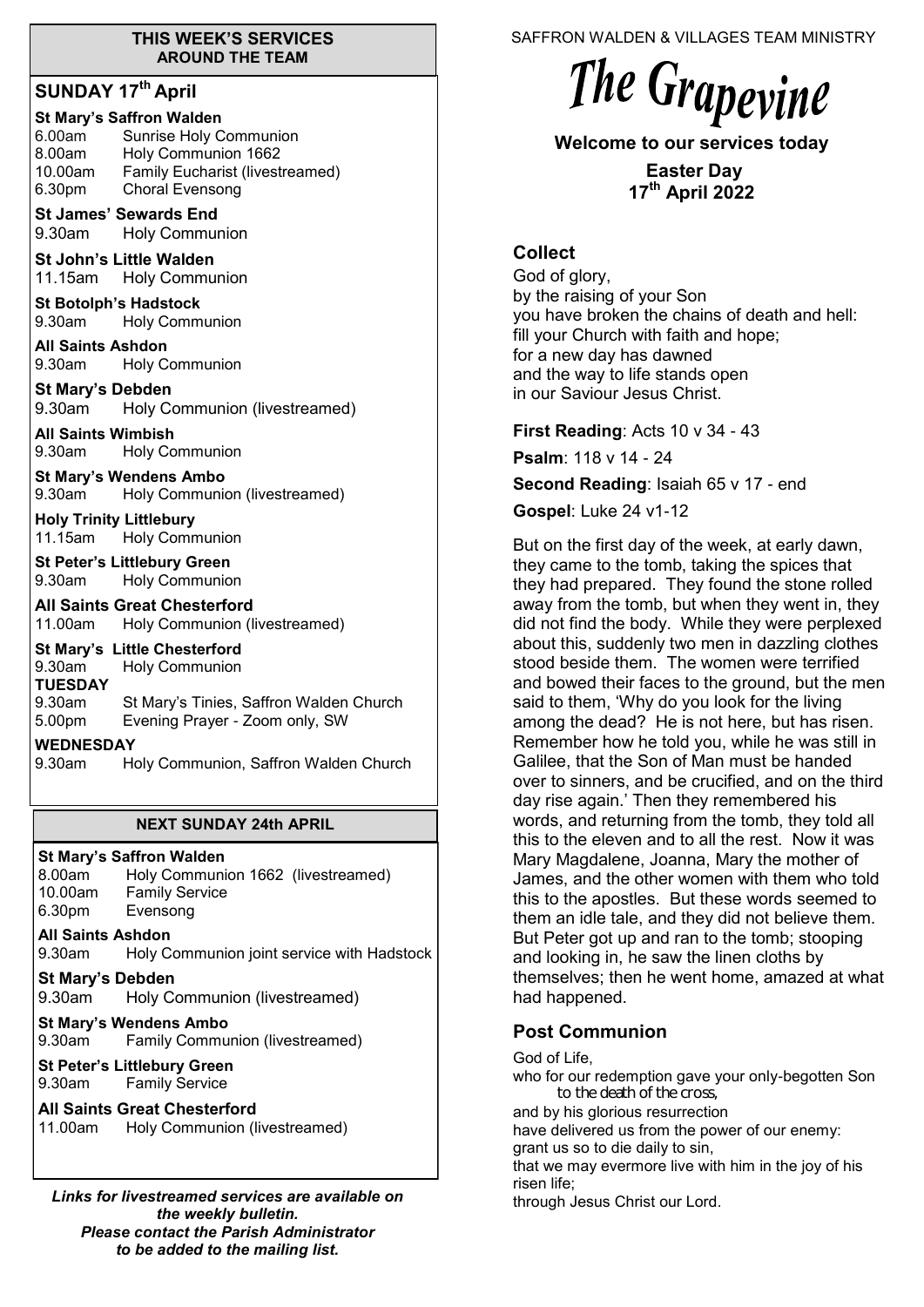SAFFRON WALDEN & VILLAGES TEAM MINISTRY

# The Grapevine

**Welcome to our services today**

**Easter Day**
**17th April 2022**

## Collect

God of glory,
by the raising of your Son
you have broken the chains of death and hell:
fill your Church with faith and hope;
for a new day has dawned
and the way to life stands open
in our Saviour Jesus Christ.

**First Reading**: Acts 10 v 34 - 43

**Psalm**: 118 v 14 - 24

**Second Reading**: Isaiah 65 v 17 - end

**Gospel**: Luke 24 v1-12

But on the first day of the week, at early dawn, they came to the tomb, taking the spices that they had prepared. They found the stone rolled away from the tomb, but when they went in, they did not find the body. While they were perplexed about this, suddenly two men in dazzling clothes stood beside them. The women were terrified and bowed their faces to the ground, but the men said to them, 'Why do you look for the living among the dead? He is not here, but has risen. Remember how he told you, while he was still in Galilee, that the Son of Man must be handed over to sinners, and be crucified, and on the third day rise again.' Then they remembered his words, and returning from the tomb, they told all this to the eleven and to all the rest. Now it was Mary Magdalene, Joanna, Mary the mother of James, and the other women with them who told this to the apostles. But these words seemed to them an idle tale, and they did not believe them. But Peter got up and ran to the tomb; stooping and looking in, he saw the linen cloths by themselves; then he went home, amazed at what had happened.

## Post Communion

God of Life,
who for our redemption gave your only-begotten Son
to the death of the cross,
and by his glorious resurrection
have delivered us from the power of our enemy:
grant us so to die daily to sin,
that we may evermore live with him in the joy of his risen life;
through Jesus Christ our Lord.

## THIS WEEK'S SERVICES AROUND THE TEAM

### SUNDAY 17th April

**St Mary's Saffron Walden**
6.00am Sunrise Holy Communion
8.00am Holy Communion 1662
10.00am Family Eucharist (livestreamed)
6.30pm Choral Evensong

**St James' Sewards End**
9.30am Holy Communion

**St John's Little Walden**
11.15am Holy Communion

**St Botolph's Hadstock**
9.30am Holy Communion

**All Saints Ashdon**
9.30am Holy Communion

**St Mary's Debden**
9.30am Holy Communion (livestreamed)

**All Saints Wimbish**
9.30am Holy Communion

**St Mary's Wendens Ambo**
9.30am Holy Communion (livestreamed)

**Holy Trinity Littlebury**
11.15am Holy Communion

**St Peter's Littlebury Green**
9.30am Holy Communion

**All Saints Great Chesterford**
11.00am Holy Communion (livestreamed)

**St Mary's Little Chesterford**
9.30am Holy Communion

**TUESDAY**
9.30am St Mary's Tinies, Saffron Walden Church
5.00pm Evening Prayer - Zoom only, SW

**WEDNESDAY**
9.30am Holy Communion, Saffron Walden Church

## NEXT SUNDAY 24th APRIL

**St Mary's Saffron Walden**
8.00am Holy Communion 1662 (livestreamed)
10.00am Family Service
6.30pm Evensong

**All Saints Ashdon**
9.30am Holy Communion joint service with Hadstock

**St Mary's Debden**
9.30am Holy Communion (livestreamed)

**St Mary's Wendens Ambo**
9.30am Family Communion (livestreamed)

**St Peter's Littlebury Green**
9.30am Family Service

**All Saints Great Chesterford**
11.00am Holy Communion (livestreamed)

***Links for livestreamed services are available on the weekly bulletin.***
***Please contact the Parish Administrator to be added to the mailing list.***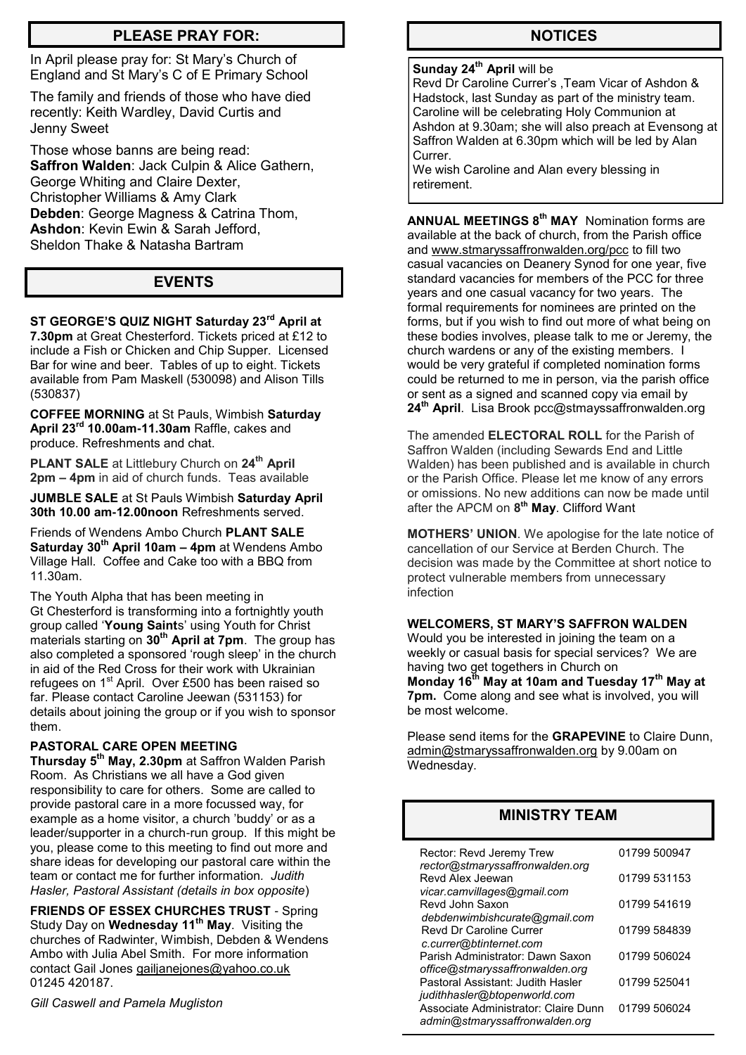## PLEASE PRAY FOR:

In April please pray for: St Mary's Church of England and St Mary's C of E Primary School

The family and friends of those who have died recently: Keith Wardley, David Curtis and Jenny Sweet

Those whose banns are being read:
**Saffron Walden**: Jack Culpin & Alice Gathern, George Whiting and Claire Dexter, Christopher Williams & Amy Clark
**Debden**: George Magness & Catrina Thom,
**Ashdon**: Kevin Ewin & Sarah Jefford, Sheldon Thake & Natasha Bartram

## EVENTS

**ST GEORGE'S QUIZ NIGHT Saturday 23rd April at 7.30pm** at Great Chesterford. Tickets priced at £12 to include a Fish or Chicken and Chip Supper. Licensed Bar for wine and beer. Tables of up to eight. Tickets available from Pam Maskell (530098) and Alison Tills (530837)

**COFFEE MORNING** at St Pauls, Wimbish **Saturday April 23rd 10.00am-11.30am** Raffle, cakes and produce. Refreshments and chat.

**PLANT SALE** at Littlebury Church on **24th April 2pm – 4pm** in aid of church funds. Teas available

**JUMBLE SALE** at St Pauls Wimbish **Saturday April 30th 10.00 am-12.00noon** Refreshments served.

Friends of Wendens Ambo Church **PLANT SALE Saturday 30th April 10am – 4pm** at Wendens Ambo Village Hall. Coffee and Cake too with a BBQ from 11.30am.

The Youth Alpha that has been meeting in Gt Chesterford is transforming into a fortnightly youth group called '**Young Saint**s' using Youth for Christ materials starting on **30th April at 7pm**. The group has also completed a sponsored 'rough sleep' in the church in aid of the Red Cross for their work with Ukrainian refugees on 1st April. Over £500 has been raised so far. Please contact Caroline Jeewan (531153) for details about joining the group or if you wish to sponsor them.

**PASTORAL CARE OPEN MEETING**
**Thursday 5th May, 2.30pm** at Saffron Walden Parish Room. As Christians we all have a God given responsibility to care for others. Some are called to provide pastoral care in a more focussed way, for example as a home visitor, a church 'buddy' or as a leader/supporter in a church-run group. If this might be you, please come to this meeting to find out more and share ideas for developing our pastoral care within the team or contact me for further information. *Judith Hasler, Pastoral Assistant (details in box opposite*)

**FRIENDS OF ESSEX CHURCHES TRUST** - Spring Study Day on **Wednesday 11th May**. Visiting the churches of Radwinter, Wimbish, Debden & Wendens Ambo with Julia Abel Smith. For more information contact Gail Jones gailjanejones@yahoo.co.uk 01245 420187.

*Gill Caswell and Pamela Mugliston*

## NOTICES

**Sunday 24th April** will be
Revd Dr Caroline Currer's ,Team Vicar of Ashdon & Hadstock, last Sunday as part of the ministry team. Caroline will be celebrating Holy Communion at Ashdon at 9.30am; she will also preach at Evensong at Saffron Walden at 6.30pm which will be led by Alan Currer.
We wish Caroline and Alan every blessing in retirement.

**ANNUAL MEETINGS 8th MAY** Nomination forms are available at the back of church, from the Parish office and www.stmaryssaffronwalden.org/pcc to fill two casual vacancies on Deanery Synod for one year, five standard vacancies for members of the PCC for three years and one casual vacancy for two years. The formal requirements for nominees are printed on the forms, but if you wish to find out more of what being on these bodies involves, please talk to me or Jeremy, the church wardens or any of the existing members. I would be very grateful if completed nomination forms could be returned to me in person, via the parish office or sent as a signed and scanned copy via email by **24th April**. Lisa Brook pcc@stmayssaffronwalden.org

The amended **ELECTORAL ROLL** for the Parish of Saffron Walden (including Sewards End and Little Walden) has been published and is available in church or the Parish Office. Please let me know of any errors or omissions. No new additions can now be made until after the APCM on **8th May**. Clifford Want

**MOTHERS' UNION**. We apologise for the late notice of cancellation of our Service at Berden Church. The decision was made by the Committee at short notice to protect vulnerable members from unnecessary infection

**WELCOMERS, ST MARY'S SAFFRON WALDEN**
Would you be interested in joining the team on a weekly or casual basis for special services? We are having two get togethers in Church on
**Monday 16th May at 10am and Tuesday 17th May at 7pm.** Come along and see what is involved, you will be most welcome.

Please send items for the **GRAPEVINE** to Claire Dunn, admin@stmaryssaffronwalden.org by 9.00am on Wednesday.

## MINISTRY TEAM

| | |
|---|---|
| Rector: Revd Jeremy Trew<br>*rector@stmaryssaffronwalden.org* | 01799 500947 |
| Revd Alex Jeewan<br>*vicar.camvillages@gmail.com* | 01799 531153 |
| Revd John Saxon<br>*debdenwimbishcurate@gmail.com* | 01799 541619 |
| Revd Dr Caroline Currer<br>*c.currer@btinternet.com* | 01799 584839 |
| Parish Administrator: Dawn Saxon<br>*office@stmaryssaffronwalden.org* | 01799 506024 |
| Pastoral Assistant: Judith Hasler<br>*judithhasler@btopenworld.com* | 01799 525041 |
| Associate Administrator: Claire Dunn<br>*admin@stmaryssaffronwalden.org* | 01799 506024 |